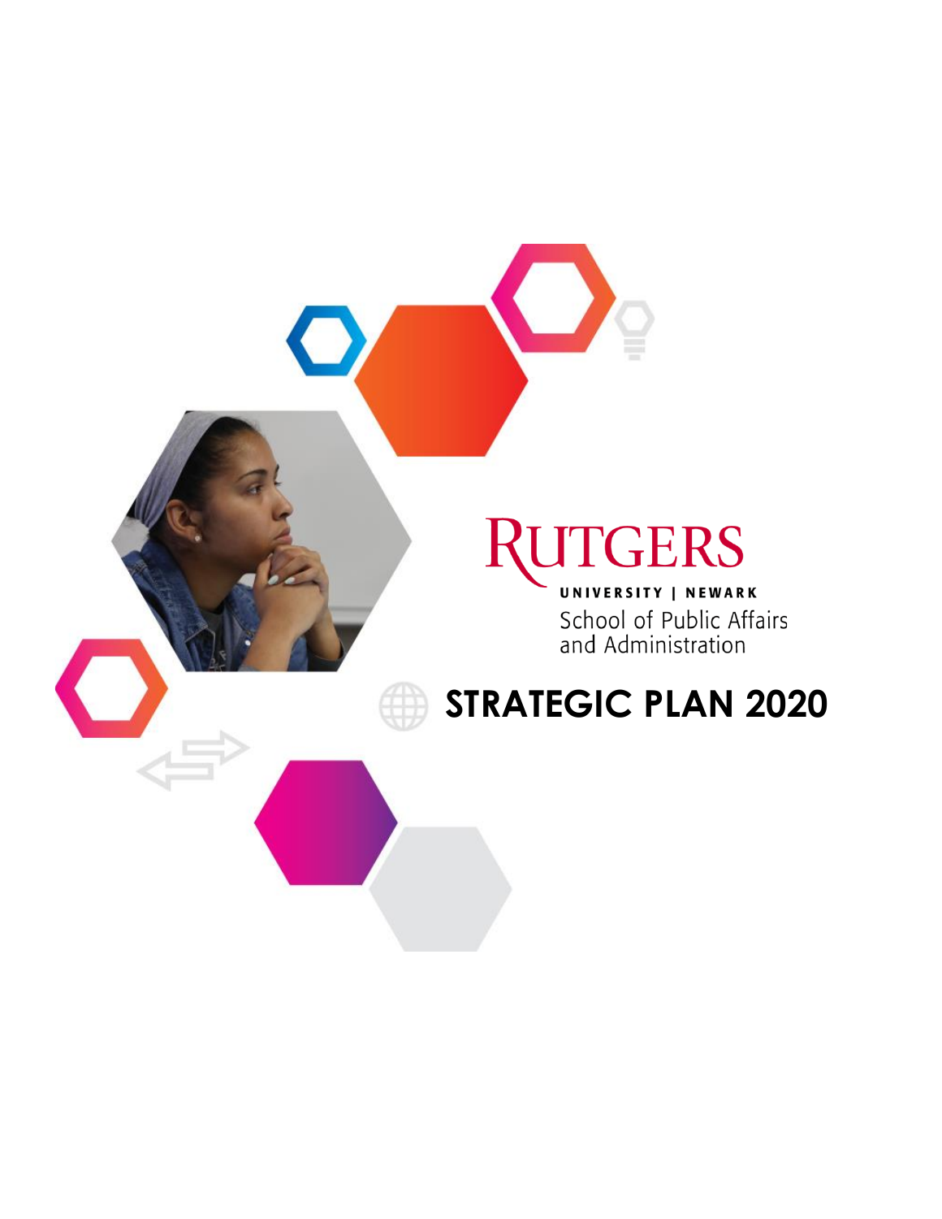RUTGERS

UNIVERSITY | NEWARK

School of Public Affairs and Administration

# STRATEGIC PLAN 2020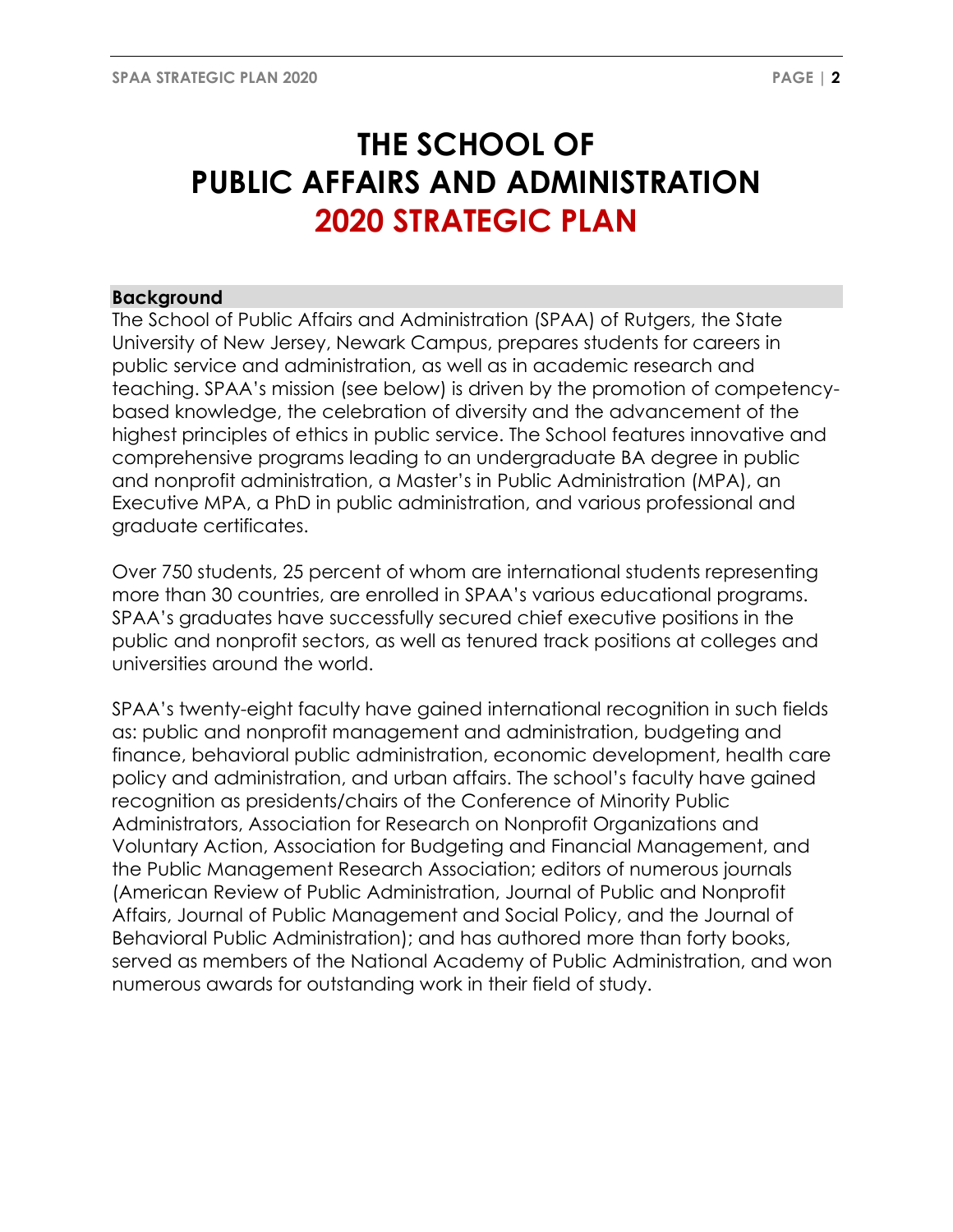# THE SCHOOL OF PUBLIC AFFAIRS AND ADMINISTRATION 2020 STRATEGIC PLAN

## Background

The School of Public Affairs and Administration (SPAA) of Rutgers, the State University of New Jersey, Newark Campus, prepares students for careers in public service and administration, as well as in academic research and teaching. SPAA's mission (see below) is driven by the promotion of competency-based knowledge, the celebration of diversity and the advancement of the highest principles of ethics in public service. The School features innovative and comprehensive programs leading to an undergraduate BA degree in public and nonprofit administration, a Master's in Public Administration (MPA), an Executive MPA, a PhD in public administration, and various professional and graduate certificates.

Over 750 students, 25 percent of whom are international students representing more than 30 countries, are enrolled in SPAA's various educational programs. SPAA's graduates have successfully secured chief executive positions in the public and nonprofit sectors, as well as tenured track positions at colleges and universities around the world.

SPAA's twenty-eight faculty have gained international recognition in such fields as: public and nonprofit management and administration, budgeting and finance, behavioral public administration, economic development, health care policy and administration, and urban affairs. The school's faculty have gained recognition as presidents/chairs of the Conference of Minority Public Administrators, Association for Research on Nonprofit Organizations and Voluntary Action, Association for Budgeting and Financial Management, and the Public Management Research Association; editors of numerous journals (American Review of Public Administration, Journal of Public and Nonprofit Affairs, Journal of Public Management and Social Policy, and the Journal of Behavioral Public Administration); and has authored more than forty books, served as members of the National Academy of Public Administration, and won numerous awards for outstanding work in their field of study.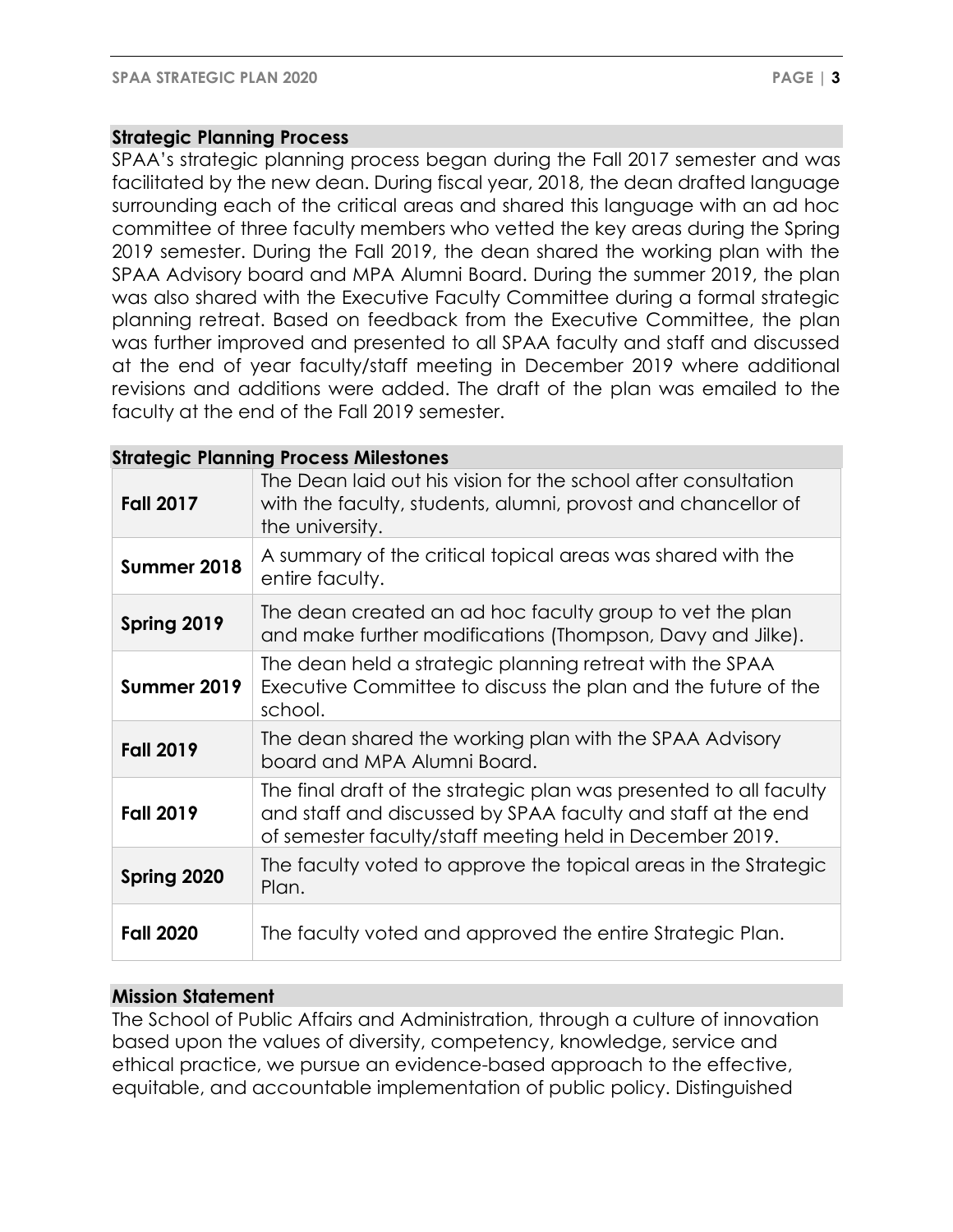## Strategic Planning Process

SPAA's strategic planning process began during the Fall 2017 semester and was facilitated by the new dean. During fiscal year, 2018, the dean drafted language surrounding each of the critical areas and shared this language with an ad hoc committee of three faculty members who vetted the key areas during the Spring 2019 semester. During the Fall 2019, the dean shared the working plan with the SPAA Advisory board and MPA Alumni Board. During the summer 2019, the plan was also shared with the Executive Faculty Committee during a formal strategic planning retreat. Based on feedback from the Executive Committee, the plan was further improved and presented to all SPAA faculty and staff and discussed at the end of year faculty/staff meeting in December 2019 where additional revisions and additions were added. The draft of the plan was emailed to the faculty at the end of the Fall 2019 semester.

## Strategic Planning Process Milestones

| | |
|---|---|
| **Fall 2017** | The Dean laid out his vision for the school after consultation with the faculty, students, alumni, provost and chancellor of the university. |
| **Summer 2018** | A summary of the critical topical areas was shared with the entire faculty. |
| **Spring 2019** | The dean created an ad hoc faculty group to vet the plan and make further modifications (Thompson, Davy and Jilke). |
| **Summer 2019** | The dean held a strategic planning retreat with the SPAA Executive Committee to discuss the plan and the future of the school. |
| **Fall 2019** | The dean shared the working plan with the SPAA Advisory board and MPA Alumni Board. |
| **Fall 2019** | The final draft of the strategic plan was presented to all faculty and staff and discussed by SPAA faculty and staff at the end of semester faculty/staff meeting held in December 2019. |
| **Spring 2020** | The faculty voted to approve the topical areas in the Strategic Plan. |
| **Fall 2020** | The faculty voted and approved the entire Strategic Plan. |

## Mission Statement

The School of Public Affairs and Administration, through a culture of innovation based upon the values of diversity, competency, knowledge, service and ethical practice, we pursue an evidence-based approach to the effective, equitable, and accountable implementation of public policy. Distinguished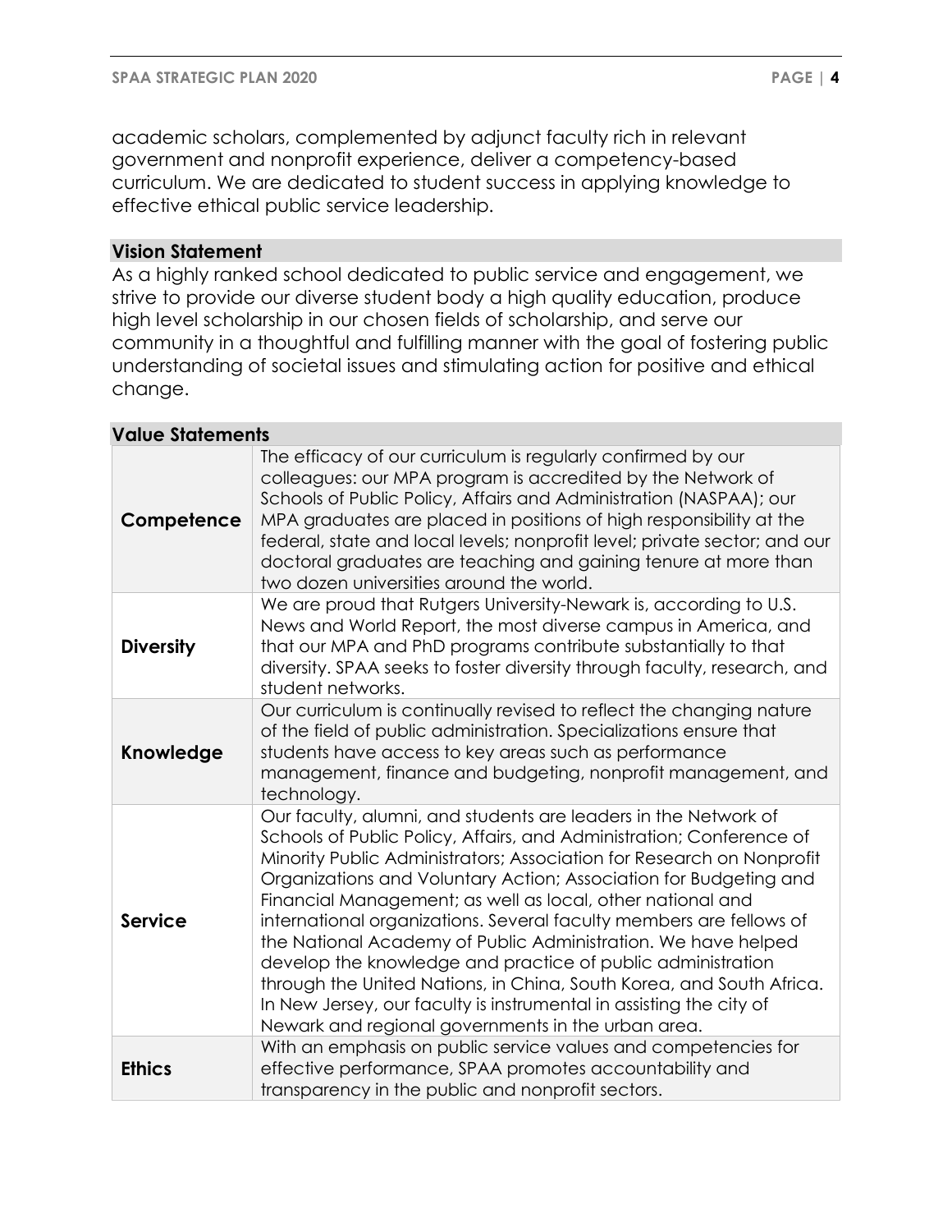academic scholars, complemented by adjunct faculty rich in relevant government and nonprofit experience, deliver a competency-based curriculum. We are dedicated to student success in applying knowledge to effective ethical public service leadership.

## Vision Statement

As a highly ranked school dedicated to public service and engagement, we strive to provide our diverse student body a high quality education, produce high level scholarship in our chosen fields of scholarship, and serve our community in a thoughtful and fulfilling manner with the goal of fostering public understanding of societal issues and stimulating action for positive and ethical change.

## Value Statements

| | |
|---|---|
| **Competence** | The efficacy of our curriculum is regularly confirmed by our colleagues: our MPA program is accredited by the Network of Schools of Public Policy, Affairs and Administration (NASPAA); our MPA graduates are placed in positions of high responsibility at the federal, state and local levels; nonprofit level; private sector; and our doctoral graduates are teaching and gaining tenure at more than two dozen universities around the world. |
| **Diversity** | We are proud that Rutgers University-Newark is, according to U.S. News and World Report, the most diverse campus in America, and that our MPA and PhD programs contribute substantially to that diversity. SPAA seeks to foster diversity through faculty, research, and student networks. |
| **Knowledge** | Our curriculum is continually revised to reflect the changing nature of the field of public administration. Specializations ensure that students have access to key areas such as performance management, finance and budgeting, nonprofit management, and technology. |
| **Service** | Our faculty, alumni, and students are leaders in the Network of Schools of Public Policy, Affairs, and Administration; Conference of Minority Public Administrators; Association for Research on Nonprofit Organizations and Voluntary Action; Association for Budgeting and Financial Management; as well as local, other national and international organizations. Several faculty members are fellows of the National Academy of Public Administration. We have helped develop the knowledge and practice of public administration through the United Nations, in China, South Korea, and South Africa. In New Jersey, our faculty is instrumental in assisting the city of Newark and regional governments in the urban area. |
| **Ethics** | With an emphasis on public service values and competencies for effective performance, SPAA promotes accountability and transparency in the public and nonprofit sectors. |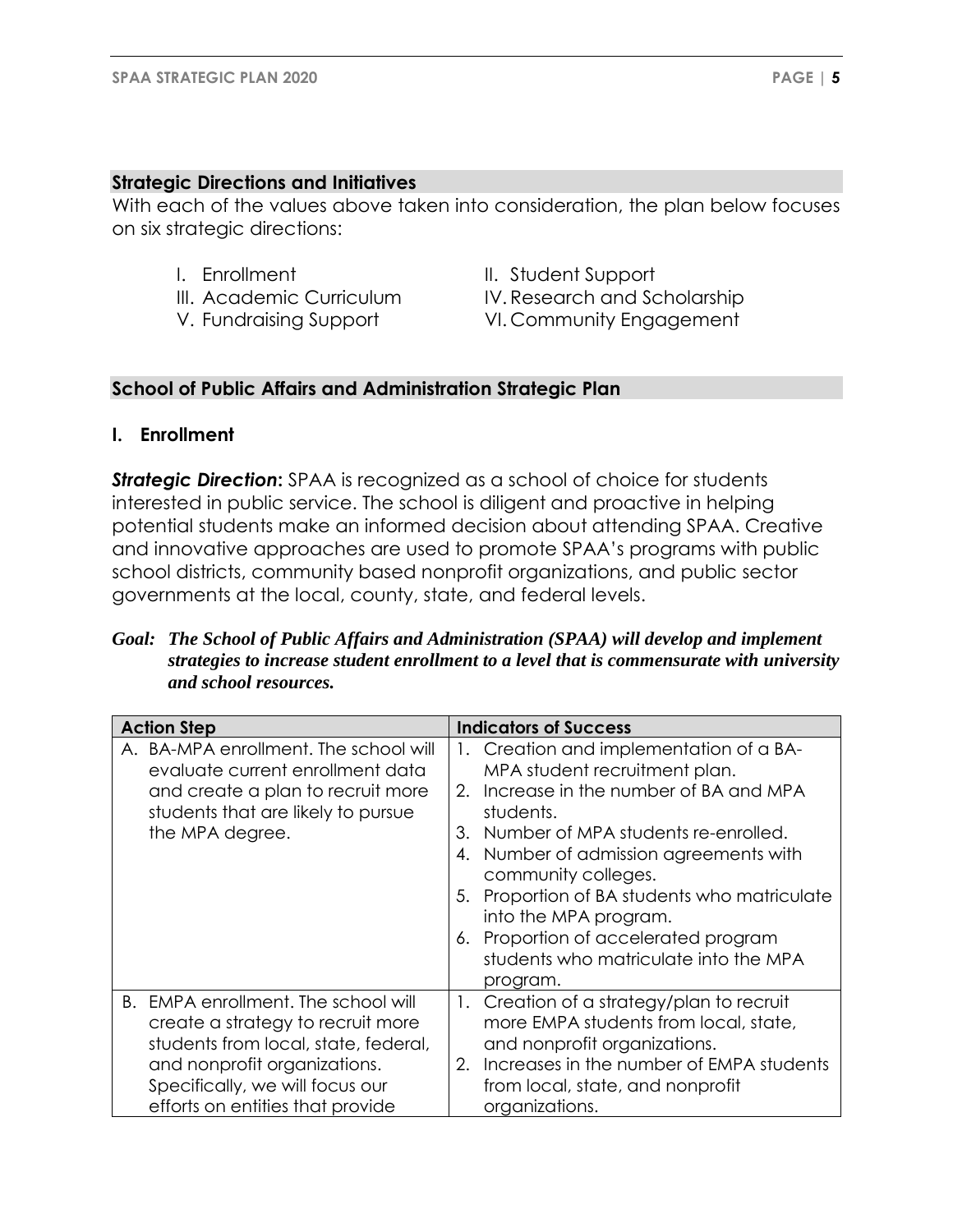## Strategic Directions and Initiatives

With each of the values above taken into consideration, the plan below focuses on six strategic directions:

I. Enrollment
II. Student Support
III. Academic Curriculum
IV. Research and Scholarship
V. Fundraising Support
VI. Community Engagement

## School of Public Affairs and Administration Strategic Plan

### I. Enrollment

***Strategic Direction*:** SPAA is recognized as a school of choice for students interested in public service. The school is diligent and proactive in helping potential students make an informed decision about attending SPAA. Creative and innovative approaches are used to promote SPAA's programs with public school districts, community based nonprofit organizations, and public sector governments at the local, county, state, and federal levels.

***Goal: The School of Public Affairs and Administration (SPAA) will develop and implement strategies to increase student enrollment to a level that is commensurate with university and school resources.***

| Action Step | Indicators of Success |
|---|---|
| A. BA-MPA enrollment. The school will evaluate current enrollment data and create a plan to recruit more students that are likely to pursue the MPA degree. | 1. Creation and implementation of a BA-MPA student recruitment plan.<br>2. Increase in the number of BA and MPA students.<br>3. Number of MPA students re-enrolled.<br>4. Number of admission agreements with community colleges.<br>5. Proportion of BA students who matriculate into the MPA program.<br>6. Proportion of accelerated program students who matriculate into the MPA program. |
| B. EMPA enrollment. The school will create a strategy to recruit more students from local, state, federal, and nonprofit organizations. Specifically, we will focus our efforts on entities that provide | 1. Creation of a strategy/plan to recruit more EMPA students from local, state, and nonprofit organizations.<br>2. Increases in the number of EMPA students from local, state, and nonprofit organizations. |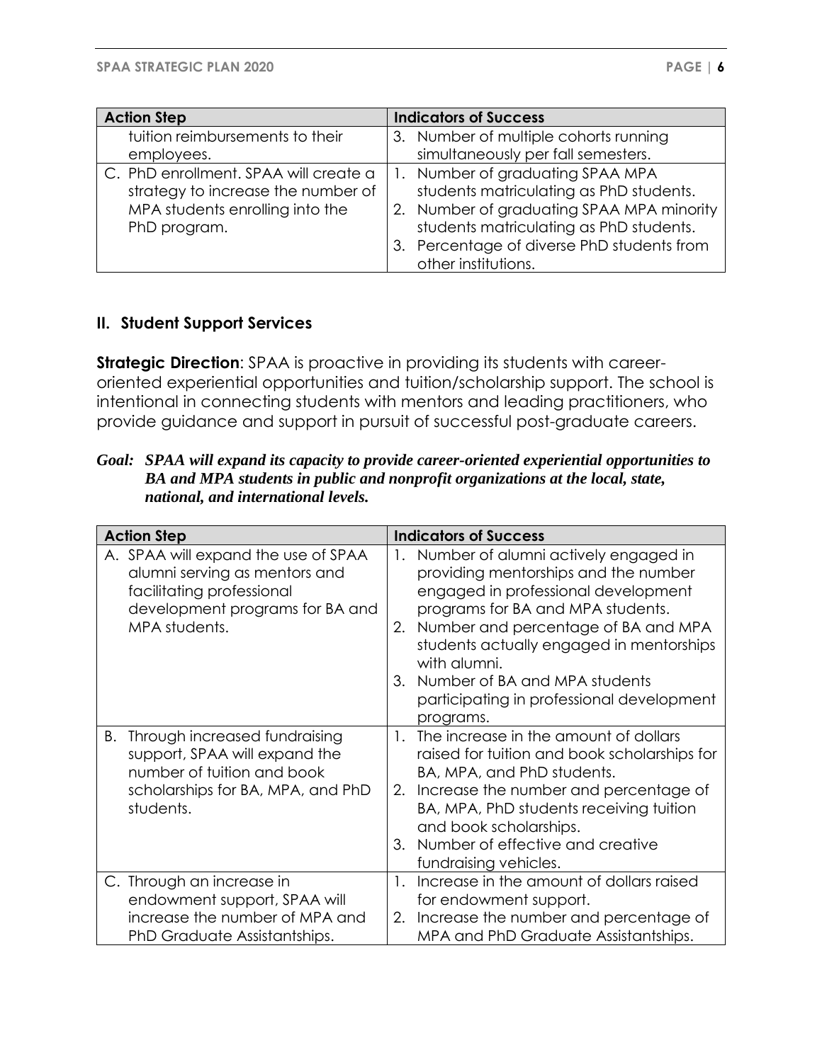| Action Step | Indicators of Success |
|---|---|
| tuition reimbursements to their employees. | 3. Number of multiple cohorts running simultaneously per fall semesters. |
| C. PhD enrollment. SPAA will create a strategy to increase the number of MPA students enrolling into the PhD program. | 1. Number of graduating SPAA MPA students matriculating as PhD students.<br>2. Number of graduating SPAA MPA minority students matriculating as PhD students.<br>3. Percentage of diverse PhD students from other institutions. |

## II. Student Support Services

**Strategic Direction**: SPAA is proactive in providing its students with career-oriented experiential opportunities and tuition/scholarship support. The school is intentional in connecting students with mentors and leading practitioners, who provide guidance and support in pursuit of successful post-graduate careers.

***Goal: SPAA will expand its capacity to provide career-oriented experiential opportunities to BA and MPA students in public and nonprofit organizations at the local, state, national, and international levels.***

| Action Step | Indicators of Success |
|---|---|
| A. SPAA will expand the use of SPAA alumni serving as mentors and facilitating professional development programs for BA and MPA students. | 1. Number of alumni actively engaged in providing mentorships and the number engaged in professional development programs for BA and MPA students.<br>2. Number and percentage of BA and MPA students actually engaged in mentorships with alumni.<br>3. Number of BA and MPA students participating in professional development programs. |
| B. Through increased fundraising support, SPAA will expand the number of tuition and book scholarships for BA, MPA, and PhD students. | 1. The increase in the amount of dollars raised for tuition and book scholarships for BA, MPA, and PhD students.<br>2. Increase the number and percentage of BA, MPA, PhD students receiving tuition and book scholarships.<br>3. Number of effective and creative fundraising vehicles. |
| C. Through an increase in endowment support, SPAA will increase the number of MPA and PhD Graduate Assistantships. | 1. Increase in the amount of dollars raised for endowment support.<br>2. Increase the number and percentage of MPA and PhD Graduate Assistantships. |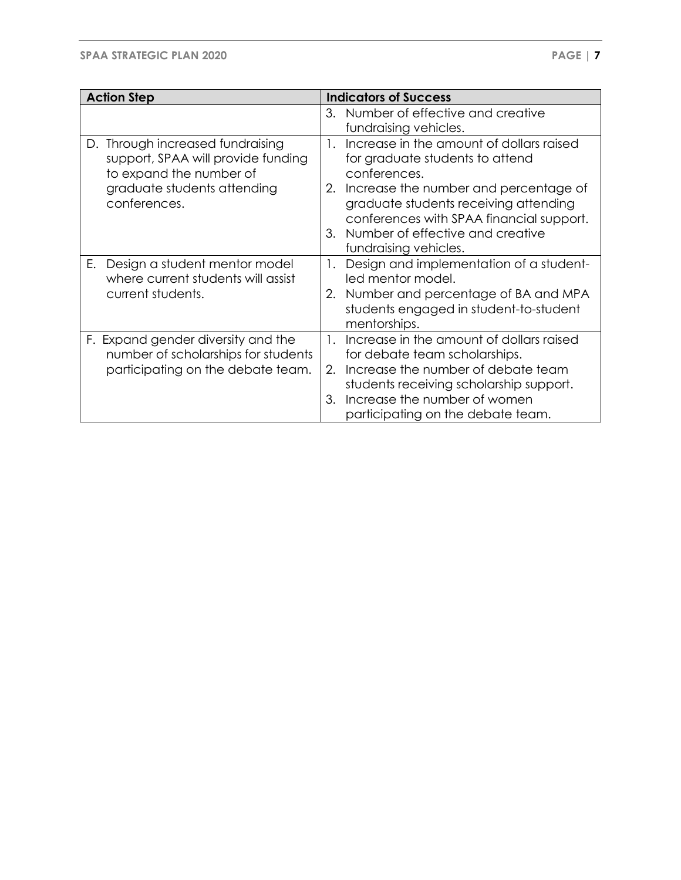| Action Step | Indicators of Success |
| --- | --- |
| | 3. Number of effective and creative fundraising vehicles. |
| D. Through increased fundraising support, SPAA will provide funding to expand the number of graduate students attending conferences. | 1. Increase in the amount of dollars raised for graduate students to attend conferences.<br>2. Increase the number and percentage of graduate students receiving attending conferences with SPAA financial support.<br>3. Number of effective and creative fundraising vehicles. |
| E. Design a student mentor model where current students will assist current students. | 1. Design and implementation of a student-led mentor model.<br>2. Number and percentage of BA and MPA students engaged in student-to-student mentorships. |
| F. Expand gender diversity and the number of scholarships for students participating on the debate team. | 1. Increase in the amount of dollars raised for debate team scholarships.<br>2. Increase the number of debate team students receiving scholarship support.<br>3. Increase the number of women participating on the debate team. |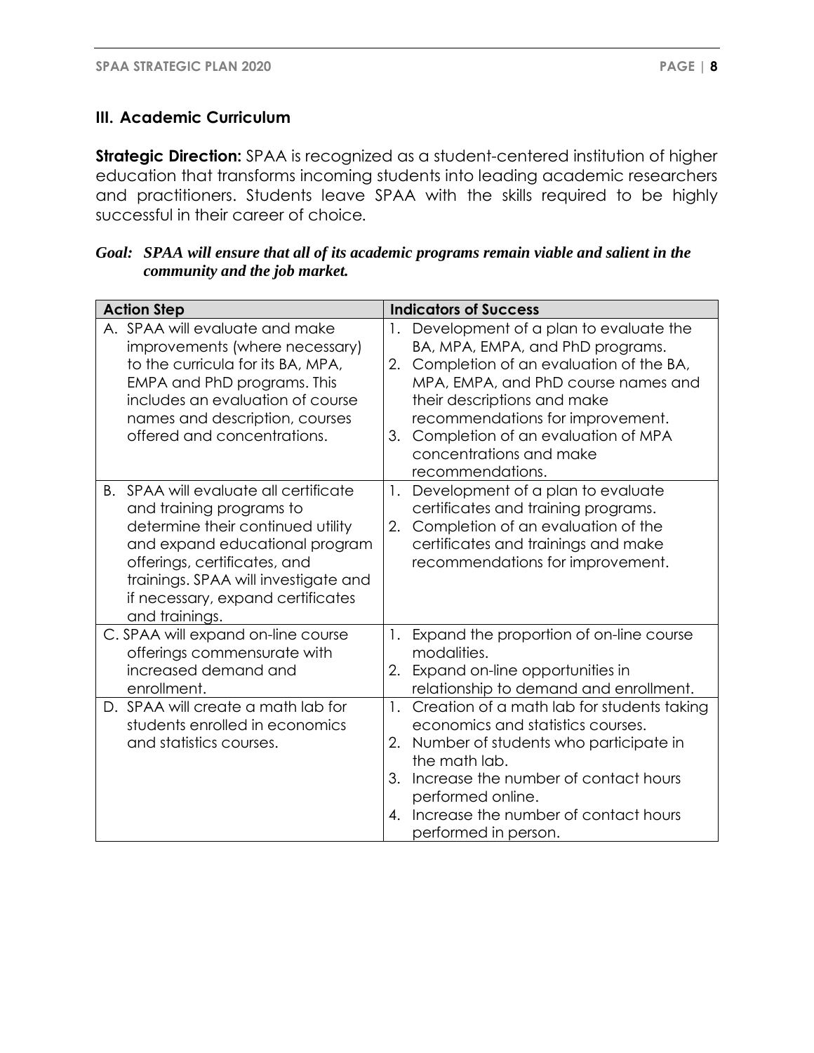## III. Academic Curriculum

**Strategic Direction:** SPAA is recognized as a student-centered institution of higher education that transforms incoming students into leading academic researchers and practitioners. Students leave SPAA with the skills required to be highly successful in their career of choice.

***Goal: SPAA will ensure that all of its academic programs remain viable and salient in the community and the job market.***

| Action Step | Indicators of Success |
|---|---|
| A. SPAA will evaluate and make improvements (where necessary) to the curricula for its BA, MPA, EMPA and PhD programs. This includes an evaluation of course names and description, courses offered and concentrations. | 1. Development of a plan to evaluate the BA, MPA, EMPA, and PhD programs.<br>2. Completion of an evaluation of the BA, MPA, EMPA, and PhD course names and their descriptions and make recommendations for improvement.<br>3. Completion of an evaluation of MPA concentrations and make recommendations. |
| B. SPAA will evaluate all certificate and training programs to determine their continued utility and expand educational program offerings, certificates, and trainings. SPAA will investigate and if necessary, expand certificates and trainings. | 1. Development of a plan to evaluate certificates and training programs.<br>2. Completion of an evaluation of the certificates and trainings and make recommendations for improvement. |
| C. SPAA will expand on-line course offerings commensurate with increased demand and enrollment. | 1. Expand the proportion of on-line course modalities.<br>2. Expand on-line opportunities in relationship to demand and enrollment. |
| D. SPAA will create a math lab for students enrolled in economics and statistics courses. | 1. Creation of a math lab for students taking economics and statistics courses.<br>2. Number of students who participate in the math lab.<br>3. Increase the number of contact hours performed online.<br>4. Increase the number of contact hours performed in person. |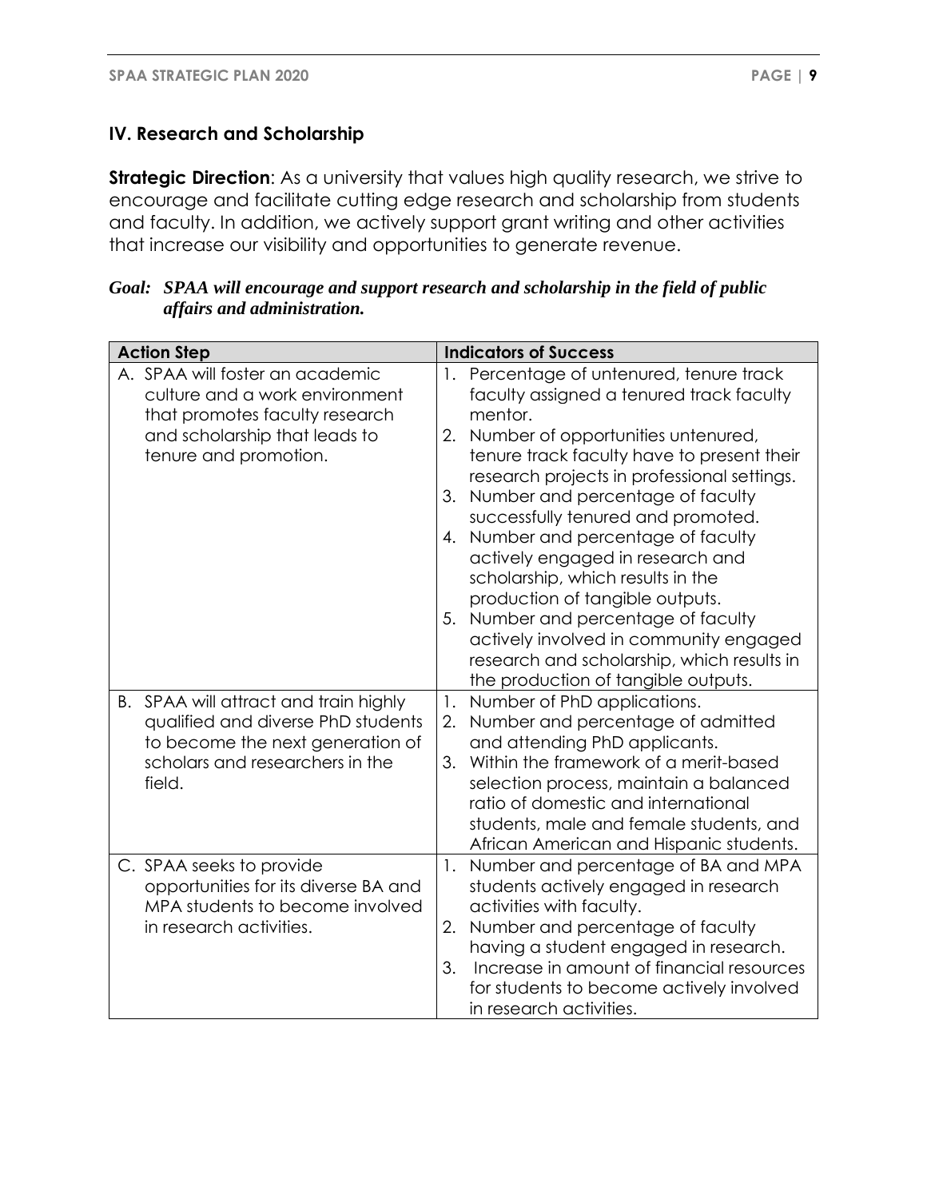## IV. Research and Scholarship

**Strategic Direction**: As a university that values high quality research, we strive to encourage and facilitate cutting edge research and scholarship from students and faculty. In addition, we actively support grant writing and other activities that increase our visibility and opportunities to generate revenue.

***Goal: SPAA will encourage and support research and scholarship in the field of public affairs and administration.***

| Action Step | Indicators of Success |
| --- | --- |
| A. SPAA will foster an academic culture and a work environment that promotes faculty research and scholarship that leads to tenure and promotion. | 1. Percentage of untenured, tenure track faculty assigned a tenured track faculty mentor.<br>2. Number of opportunities untenured, tenure track faculty have to present their research projects in professional settings.<br>3. Number and percentage of faculty successfully tenured and promoted.<br>4. Number and percentage of faculty actively engaged in research and scholarship, which results in the production of tangible outputs.<br>5. Number and percentage of faculty actively involved in community engaged research and scholarship, which results in the production of tangible outputs. |
| B. SPAA will attract and train highly qualified and diverse PhD students to become the next generation of scholars and researchers in the field. | 1. Number of PhD applications.<br>2. Number and percentage of admitted and attending PhD applicants.<br>3. Within the framework of a merit-based selection process, maintain a balanced ratio of domestic and international students, male and female students, and African American and Hispanic students. |
| C. SPAA seeks to provide opportunities for its diverse BA and MPA students to become involved in research activities. | 1. Number and percentage of BA and MPA students actively engaged in research activities with faculty.<br>2. Number and percentage of faculty having a student engaged in research.<br>3. Increase in amount of financial resources for students to become actively involved in research activities. |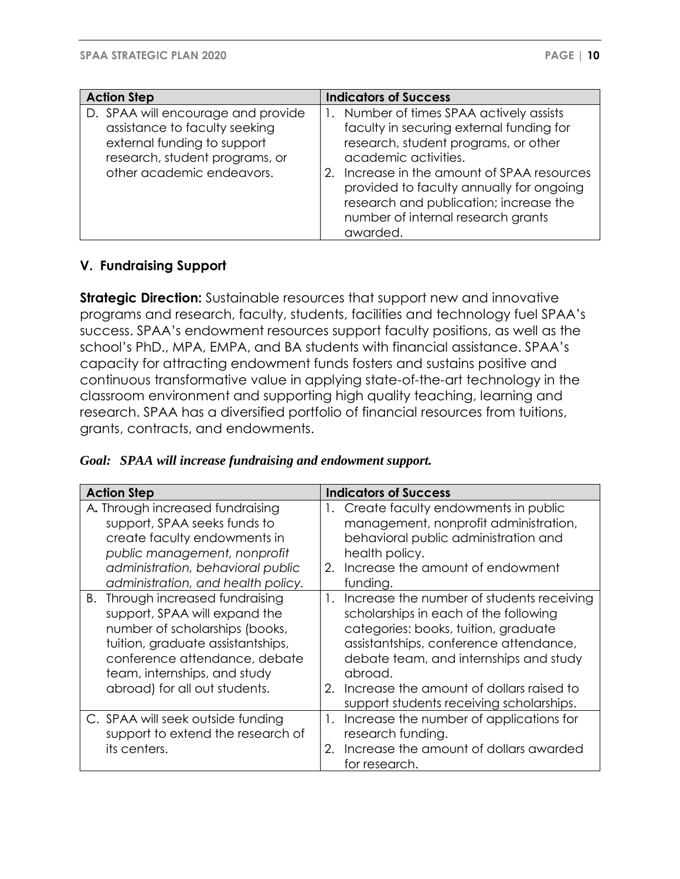| Action Step | Indicators of Success |
|---|---|
| D. SPAA will encourage and provide assistance to faculty seeking external funding to support research, student programs, or other academic endeavors. | 1. Number of times SPAA actively assists faculty in securing external funding for research, student programs, or other academic activities.<br>2. Increase in the amount of SPAA resources provided to faculty annually for ongoing research and publication; increase the number of internal research grants awarded. |

### V. Fundraising Support

**Strategic Direction:** Sustainable resources that support new and innovative programs and research, faculty, students, facilities and technology fuel SPAA's success. SPAA's endowment resources support faculty positions, as well as the school's PhD., MPA, EMPA, and BA students with financial assistance. SPAA's capacity for attracting endowment funds fosters and sustains positive and continuous transformative value in applying state-of-the-art technology in the classroom environment and supporting high quality teaching, learning and research. SPAA has a diversified portfolio of financial resources from tuitions, grants, contracts, and endowments.

***Goal: SPAA will increase fundraising and endowment support.***

| Action Step | Indicators of Success |
|---|---|
| A. Through increased fundraising support, SPAA seeks funds to create faculty endowments in *public management, nonprofit administration, behavioral public administration, and health policy.* | 1. Create faculty endowments in public management, nonprofit administration, behavioral public administration and health policy.<br>2. Increase the amount of endowment funding. |
| B. Through increased fundraising support, SPAA will expand the number of scholarships (books, tuition, graduate assistantships, conference attendance, debate team, internships, and study abroad) for all out students. | 1. Increase the number of students receiving scholarships in each of the following categories: books, tuition, graduate assistantships, conference attendance, debate team, and internships and study abroad.<br>2. Increase the amount of dollars raised to support students receiving scholarships. |
| C. SPAA will seek outside funding support to extend the research of its centers. | 1. Increase the number of applications for research funding.<br>2. Increase the amount of dollars awarded for research. |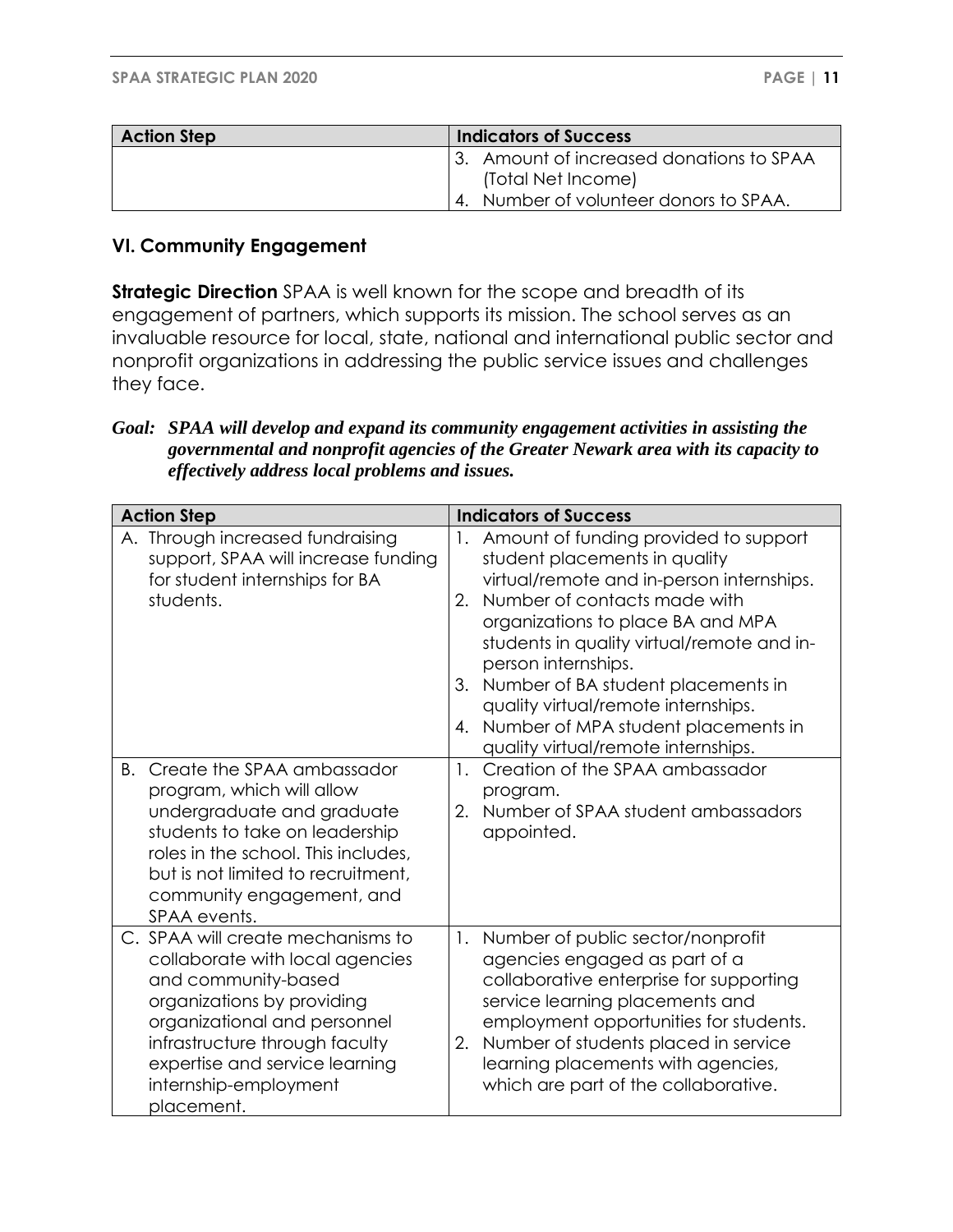| Action Step | Indicators of Success |
|---|---|
| | 3. Amount of increased donations to SPAA (Total Net Income)<br>4. Number of volunteer donors to SPAA. |

## VI. Community Engagement

**Strategic Direction** SPAA is well known for the scope and breadth of its engagement of partners, which supports its mission. The school serves as an invaluable resource for local, state, national and international public sector and nonprofit organizations in addressing the public service issues and challenges they face.

***Goal: SPAA will develop and expand its community engagement activities in assisting the governmental and nonprofit agencies of the Greater Newark area with its capacity to effectively address local problems and issues.***

| Action Step | Indicators of Success |
|---|---|
| A. Through increased fundraising support, SPAA will increase funding for student internships for BA students. | 1. Amount of funding provided to support student placements in quality virtual/remote and in-person internships.<br>2. Number of contacts made with organizations to place BA and MPA students in quality virtual/remote and in-person internships.<br>3. Number of BA student placements in quality virtual/remote internships.<br>4. Number of MPA student placements in quality virtual/remote internships. |
| B. Create the SPAA ambassador program, which will allow undergraduate and graduate students to take on leadership roles in the school. This includes, but is not limited to recruitment, community engagement, and SPAA events. | 1. Creation of the SPAA ambassador program.<br>2. Number of SPAA student ambassadors appointed. |
| C. SPAA will create mechanisms to collaborate with local agencies and community-based organizations by providing organizational and personnel infrastructure through faculty expertise and service learning internship-employment placement. | 1. Number of public sector/nonprofit agencies engaged as part of a collaborative enterprise for supporting service learning placements and employment opportunities for students.<br>2. Number of students placed in service learning placements with agencies, which are part of the collaborative. |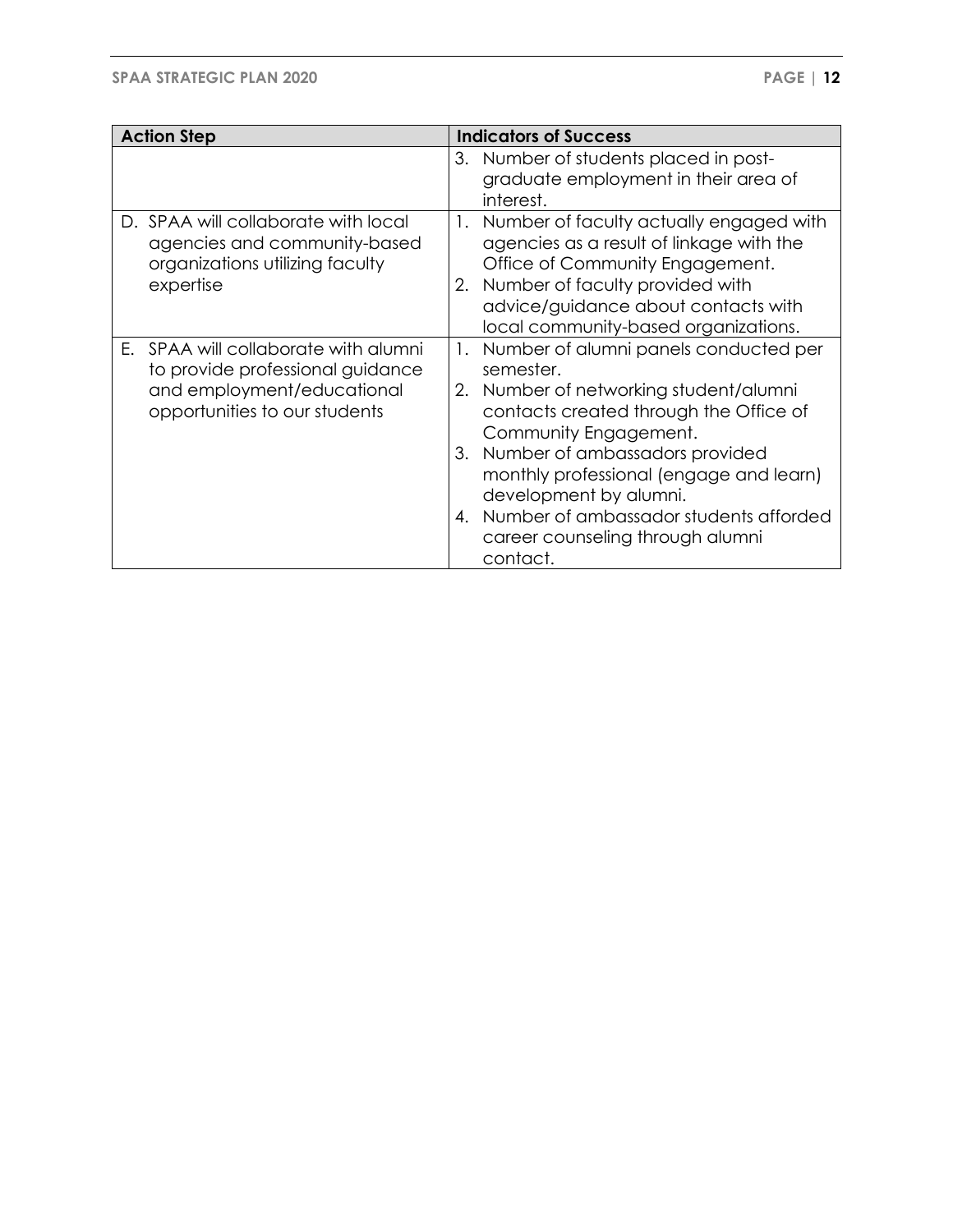| Action Step | Indicators of Success |
| --- | --- |
| | 3. Number of students placed in post-graduate employment in their area of interest. |
| D. SPAA will collaborate with local agencies and community-based organizations utilizing faculty expertise | 1. Number of faculty actually engaged with agencies as a result of linkage with the Office of Community Engagement.<br>2. Number of faculty provided with advice/guidance about contacts with local community-based organizations. |
| E. SPAA will collaborate with alumni to provide professional guidance and employment/educational opportunities to our students | 1. Number of alumni panels conducted per semester.<br>2. Number of networking student/alumni contacts created through the Office of Community Engagement.<br>3. Number of ambassadors provided monthly professional (engage and learn) development by alumni.<br>4. Number of ambassador students afforded career counseling through alumni contact. |